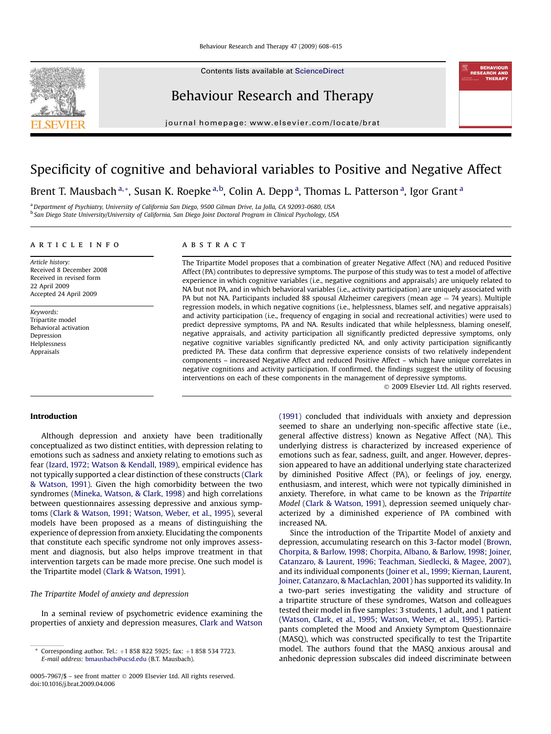# Specificity of cognitive and behavioral variables to Positive and Negative Affect

Brent T. Mausbach [a,*], Susan K. Roepke [a,b], Colin A. Depp [a], Thomas L. Patterson [a], Igor Grant [a]

[a] Department of Psychiatry, University of California San Diego, 9500 Gilman Drive, La Jolla, CA 92093-0680, USA
[b] San Diego State University/University of California, San Diego Joint Doctoral Program in Clinical Psychology, USA

## ARTICLE INFO

*Article history:*
Received 8 December 2008
Received in revised form
22 April 2009
Accepted 24 April 2009

*Keywords:*
Tripartite model
Behavioral activation
Depression
Helplessness
Appraisals

## ABSTRACT

The Tripartite Model proposes that a combination of greater Negative Affect (NA) and reduced Positive Affect (PA) contributes to depressive symptoms. The purpose of this study was to test a model of affective experience in which cognitive variables (i.e., negative cognitions and appraisals) are uniquely related to NA but not PA, and in which behavioral variables (i.e., activity participation) are uniquely associated with PA but not NA. Participants included 88 spousal Alzheimer caregivers (mean age = 74 years). Multiple regression models, in which negative cognitions (i.e., helplessness, blames self, and negative appraisals) and activity participation (i.e., frequency of engaging in social and recreational activities) were used to predict depressive symptoms, PA and NA. Results indicated that while helplessness, blaming oneself, negative appraisals, and activity participation all significantly predicted depressive symptoms, only negative cognitive variables significantly predicted NA, and only activity participation significantly predicted PA. These data confirm that depressive experience consists of two relatively independent components – increased Negative Affect and reduced Positive Affect – which have unique correlates in negative cognitions and activity participation. If confirmed, the findings suggest the utility of focusing interventions on each of these components in the management of depressive symptoms.

© 2009 Elsevier Ltd. All rights reserved.

## Introduction

Although depression and anxiety have been traditionally conceptualized as two distinct entities, with depression relating to emotions such as sadness and anxiety relating to emotions such as fear (Izard, 1972; Watson & Kendall, 1989), empirical evidence has not typically supported a clear distinction of these constructs (Clark & Watson, 1991). Given the high comorbidity between the two syndromes (Mineka, Watson, & Clark, 1998) and high correlations between questionnaires assessing depressive and anxious symptoms (Clark & Watson, 1991; Watson, Weber, et al., 1995), several models have been proposed as a means of distinguishing the experience of depression from anxiety. Elucidating the components that constitute each specific syndrome not only improves assessment and diagnosis, but also helps improve treatment in that intervention targets can be made more precise. One such model is the Tripartite model (Clark & Watson, 1991).

### The Tripartite Model of anxiety and depression

In a seminal review of psychometric evidence examining the properties of anxiety and depression measures, Clark and Watson (1991) concluded that individuals with anxiety and depression seemed to share an underlying non-specific affective state (i.e., general affective distress) known as Negative Affect (NA). This underlying distress is characterized by increased experience of emotions such as fear, sadness, guilt, and anger. However, depression appeared to have an additional underlying state characterized by diminished Positive Affect (PA), or feelings of joy, energy, enthusiasm, and interest, which were not typically diminished in anxiety. Therefore, in what came to be known as the *Tripartite Model* (Clark & Watson, 1991), depression seemed uniquely characterized by a diminished experience of PA combined with increased NA.

Since the introduction of the Tripartite Model of anxiety and depression, accumulating research on this 3-factor model (Brown, Chorpita, & Barlow, 1998; Chorpita, Albano, & Barlow, 1998; Joiner, Catanzaro, & Laurent, 1996; Teachman, Siedlecki, & Magee, 2007), and its individual components (Joiner et al., 1999; Kiernan, Laurent, Joiner, Catanzaro, & MacLachlan, 2001) has supported its validity. In a two-part series investigating the validity and structure of a tripartite structure of these syndromes, Watson and colleagues tested their model in five samples: 3 students, 1 adult, and 1 patient (Watson, Clark, et al., 1995; Watson, Weber, et al., 1995). Participants completed the Mood and Anxiety Symptom Questionnaire (MASQ), which was constructed specifically to test the Tripartite model. The authors found that the MASQ anxious arousal and anhedonic depression subscales did indeed discriminate between

\* Corresponding author. Tel.: +1 858 822 5925; fax: +1 858 534 7723.
*E-mail address:* bmausbach@ucsd.edu (B.T. Mausbach).

0005-7967/$ – see front matter © 2009 Elsevier Ltd. All rights reserved.
doi:10.1016/j.brat.2009.04.006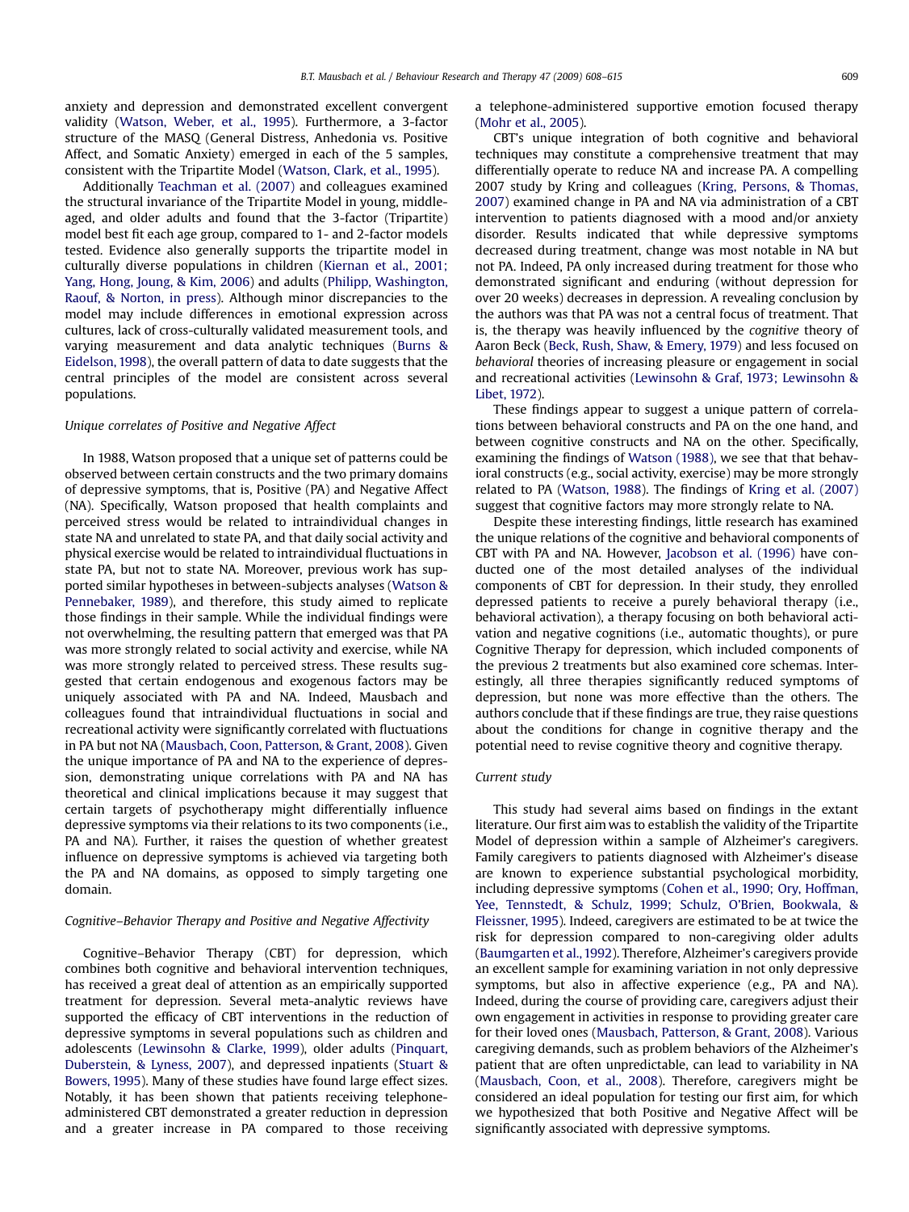anxiety and depression and demonstrated excellent convergent validity (Watson, Weber, et al., 1995). Furthermore, a 3-factor structure of the MASQ (General Distress, Anhedonia vs. Positive Affect, and Somatic Anxiety) emerged in each of the 5 samples, consistent with the Tripartite Model (Watson, Clark, et al., 1995).

Additionally Teachman et al. (2007) and colleagues examined the structural invariance of the Tripartite Model in young, middle-aged, and older adults and found that the 3-factor (Tripartite) model best fit each age group, compared to 1- and 2-factor models tested. Evidence also generally supports the tripartite model in culturally diverse populations in children (Kiernan et al., 2001; Yang, Hong, Joung, & Kim, 2006) and adults (Philipp, Washington, Raouf, & Norton, in press). Although minor discrepancies to the model may include differences in emotional expression across cultures, lack of cross-culturally validated measurement tools, and varying measurement and data analytic techniques (Burns & Eidelson, 1998), the overall pattern of data to date suggests that the central principles of the model are consistent across several populations.

### *Unique correlates of Positive and Negative Affect*

In 1988, Watson proposed that a unique set of patterns could be observed between certain constructs and the two primary domains of depressive symptoms, that is, Positive (PA) and Negative Affect (NA). Specifically, Watson proposed that health complaints and perceived stress would be related to intraindividual changes in state NA and unrelated to state PA, and that daily social activity and physical exercise would be related to intraindividual fluctuations in state PA, but not to state NA. Moreover, previous work has supported similar hypotheses in between-subjects analyses (Watson & Pennebaker, 1989), and therefore, this study aimed to replicate those findings in their sample. While the individual findings were not overwhelming, the resulting pattern that emerged was that PA was more strongly related to social activity and exercise, while NA was more strongly related to perceived stress. These results suggested that certain endogenous and exogenous factors may be uniquely associated with PA and NA. Indeed, Mausbach and colleagues found that intraindividual fluctuations in social and recreational activity were significantly correlated with fluctuations in PA but not NA (Mausbach, Coon, Patterson, & Grant, 2008). Given the unique importance of PA and NA to the experience of depression, demonstrating unique correlations with PA and NA has theoretical and clinical implications because it may suggest that certain targets of psychotherapy might differentially influence depressive symptoms via their relations to its two components (i.e., PA and NA). Further, it raises the question of whether greatest influence on depressive symptoms is achieved via targeting both the PA and NA domains, as opposed to simply targeting one domain.

### *Cognitive–Behavior Therapy and Positive and Negative Affectivity*

Cognitive–Behavior Therapy (CBT) for depression, which combines both cognitive and behavioral intervention techniques, has received a great deal of attention as an empirically supported treatment for depression. Several meta-analytic reviews have supported the efficacy of CBT interventions in the reduction of depressive symptoms in several populations such as children and adolescents (Lewinsohn & Clarke, 1999), older adults (Pinquart, Duberstein, & Lyness, 2007), and depressed inpatients (Stuart & Bowers, 1995). Many of these studies have found large effect sizes. Notably, it has been shown that patients receiving telephone-administered CBT demonstrated a greater reduction in depression and a greater increase in PA compared to those receiving a telephone-administered supportive emotion focused therapy (Mohr et al., 2005).

CBT's unique integration of both cognitive and behavioral techniques may constitute a comprehensive treatment that may differentially operate to reduce NA and increase PA. A compelling 2007 study by Kring and colleagues (Kring, Persons, & Thomas, 2007) examined change in PA and NA via administration of a CBT intervention to patients diagnosed with a mood and/or anxiety disorder. Results indicated that while depressive symptoms decreased during treatment, change was most notable in NA but not PA. Indeed, PA only increased during treatment for those who demonstrated significant and enduring (without depression for over 20 weeks) decreases in depression. A revealing conclusion by the authors was that PA was not a central focus of treatment. That is, the therapy was heavily influenced by the *cognitive* theory of Aaron Beck (Beck, Rush, Shaw, & Emery, 1979) and less focused on *behavioral* theories of increasing pleasure or engagement in social and recreational activities (Lewinsohn & Graf, 1973; Lewinsohn & Libet, 1972).

These findings appear to suggest a unique pattern of correlations between behavioral constructs and PA on the one hand, and between cognitive constructs and NA on the other. Specifically, examining the findings of Watson (1988), we see that that behavioral constructs (e.g., social activity, exercise) may be more strongly related to PA (Watson, 1988). The findings of Kring et al. (2007) suggest that cognitive factors may more strongly relate to NA.

Despite these interesting findings, little research has examined the unique relations of the cognitive and behavioral components of CBT with PA and NA. However, Jacobson et al. (1996) have conducted one of the most detailed analyses of the individual components of CBT for depression. In their study, they enrolled depressed patients to receive a purely behavioral therapy (i.e., behavioral activation), a therapy focusing on both behavioral activation and negative cognitions (i.e., automatic thoughts), or pure Cognitive Therapy for depression, which included components of the previous 2 treatments but also examined core schemas. Interestingly, all three therapies significantly reduced symptoms of depression, but none was more effective than the others. The authors conclude that if these findings are true, they raise questions about the conditions for change in cognitive therapy and the potential need to revise cognitive theory and cognitive therapy.

### *Current study*

This study had several aims based on findings in the extant literature. Our first aim was to establish the validity of the Tripartite Model of depression within a sample of Alzheimer's caregivers. Family caregivers to patients diagnosed with Alzheimer's disease are known to experience substantial psychological morbidity, including depressive symptoms (Cohen et al., 1990; Ory, Hoffman, Yee, Tennstedt, & Schulz, 1999; Schulz, O'Brien, Bookwala, & Fleissner, 1995). Indeed, caregivers are estimated to be at twice the risk for depression compared to non-caregiving older adults (Baumgarten et al., 1992). Therefore, Alzheimer's caregivers provide an excellent sample for examining variation in not only depressive symptoms, but also in affective experience (e.g., PA and NA). Indeed, during the course of providing care, caregivers adjust their own engagement in activities in response to providing greater care for their loved ones (Mausbach, Patterson, & Grant, 2008). Various caregiving demands, such as problem behaviors of the Alzheimer's patient that are often unpredictable, can lead to variability in NA (Mausbach, Coon, et al., 2008). Therefore, caregivers might be considered an ideal population for testing our first aim, for which we hypothesized that both Positive and Negative Affect will be significantly associated with depressive symptoms.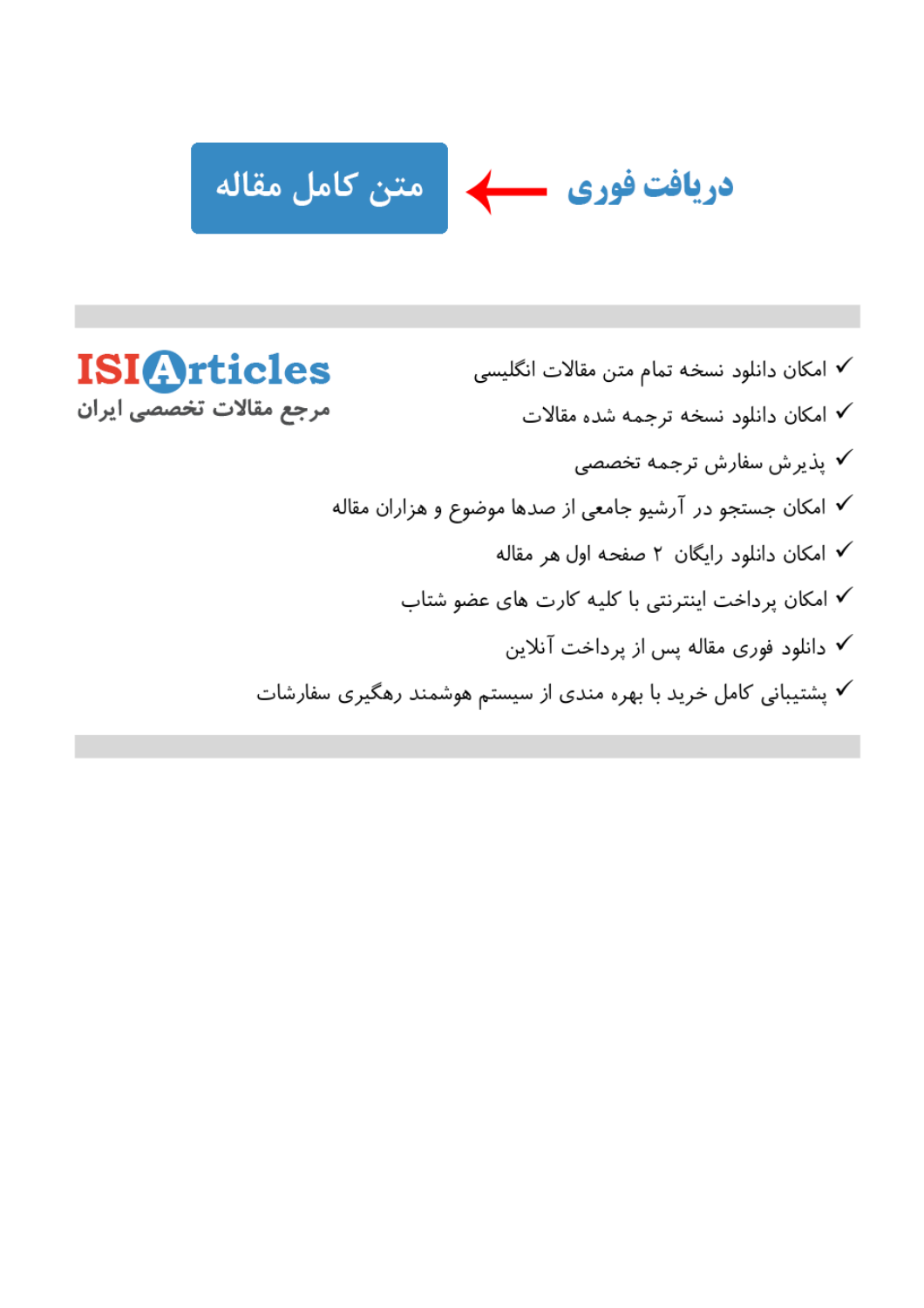دریافت فوری ← **متن کامل مقاله**

**ISIArticles**
مرجع مقالات تخصصی ایران

- ✓ امکان دانلود نسخه تمام متن مقالات انگلیسی
- ✓ امکان دانلود نسخه ترجمه شده مقالات
- ✓ پذیرش سفارش ترجمه تخصصی
- ✓ امکان جستجو در آرشیو جامعی از صدها موضوع و هزاران مقاله
- ✓ امکان دانلود رایگان ۲ صفحه اول هر مقاله
- ✓ امکان پرداخت اینترنتی با کلیه کارت های عضو شتاب
- ✓ دانلود فوری مقاله پس از پرداخت آنلاین
- ✓ پشتیبانی کامل خرید با بهره مندی از سیستم هوشمند رهگیری سفارشات